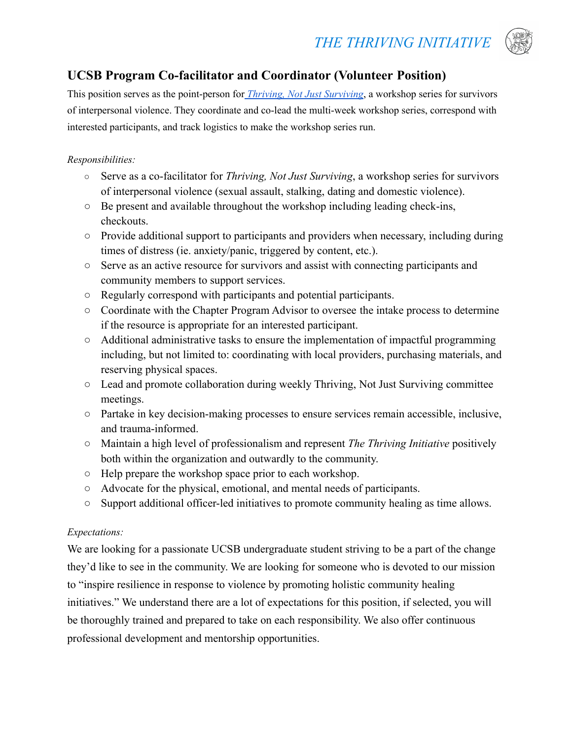*THE THRIVING INITIATIVE*

## UCSB Program Co-facilitator and Coordinator (Volunteer Position)

This position serves as the point-person for *Thriving, Not Just Surviving*, a workshop series for survivors of interpersonal violence. They coordinate and co-lead the multi-week workshop series, correspond with interested participants, and track logistics to make the workshop series run.

*Responsibilities:*

- Serve as a co-facilitator for *Thriving, Not Just Surviving*, a workshop series for survivors of interpersonal violence (sexual assault, stalking, dating and domestic violence).
- Be present and available throughout the workshop including leading check-ins, checkouts.
- Provide additional support to participants and providers when necessary, including during times of distress (ie. anxiety/panic, triggered by content, etc.).
- Serve as an active resource for survivors and assist with connecting participants and community members to support services.
- Regularly correspond with participants and potential participants.
- Coordinate with the Chapter Program Advisor to oversee the intake process to determine if the resource is appropriate for an interested participant.
- Additional administrative tasks to ensure the implementation of impactful programming including, but not limited to: coordinating with local providers, purchasing materials, and reserving physical spaces.
- Lead and promote collaboration during weekly Thriving, Not Just Surviving committee meetings.
- Partake in key decision-making processes to ensure services remain accessible, inclusive, and trauma-informed.
- Maintain a high level of professionalism and represent *The Thriving Initiative* positively both within the organization and outwardly to the community.
- Help prepare the workshop space prior to each workshop.
- Advocate for the physical, emotional, and mental needs of participants.
- Support additional officer-led initiatives to promote community healing as time allows.

*Expectations:*

We are looking for a passionate UCSB undergraduate student striving to be a part of the change they'd like to see in the community. We are looking for someone who is devoted to our mission to "inspire resilience in response to violence by promoting holistic community healing initiatives." We understand there are a lot of expectations for this position, if selected, you will be thoroughly trained and prepared to take on each responsibility. We also offer continuous professional development and mentorship opportunities.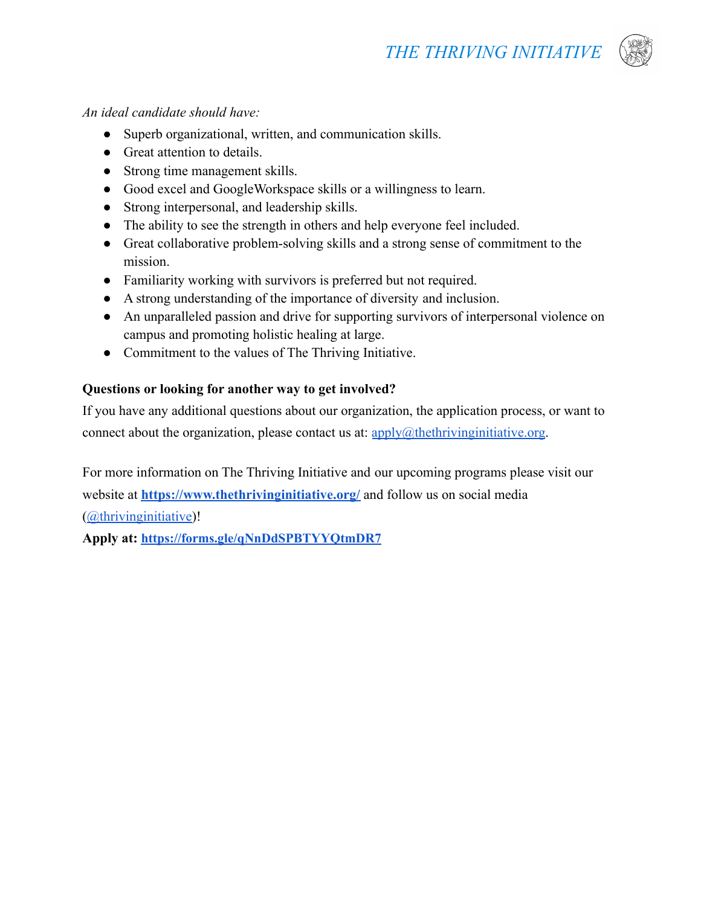*An ideal candidate should have:*

- Superb organizational, written, and communication skills.
- Great attention to details.
- Strong time management skills.
- Good excel and GoogleWorkspace skills or a willingness to learn.
- Strong interpersonal, and leadership skills.
- The ability to see the strength in others and help everyone feel included.
- Great collaborative problem-solving skills and a strong sense of commitment to the mission.
- Familiarity working with survivors is preferred but not required.
- A strong understanding of the importance of diversity and inclusion.
- An unparalleled passion and drive for supporting survivors of interpersonal violence on campus and promoting holistic healing at large.
- Commitment to the values of The Thriving Initiative.

**Questions or looking for another way to get involved?**

If you have any additional questions about our organization, the application process, or want to connect about the organization, please contact us at: apply@thethrivinginitiative.org.

For more information on The Thriving Initiative and our upcoming programs please visit our website at **https://www.thethrivinginitiative.org/** and follow us on social media (@thrivinginitiative)!

**Apply at: https://forms.gle/qNnDdSPBTYYQtmDR7**